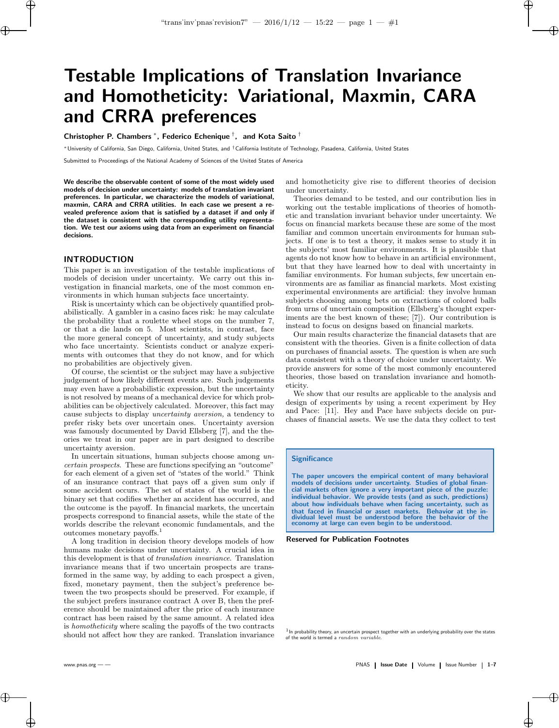# Testable Implications of Translation Invariance and Homotheticity: Variational, Maxmin, CARA and CRRA preferences

**Christopher P. Chambers** [*], **Federico Echenique** [†], **and Kota Saito** [†]

[*] University of California, San Diego, California, United States, and [†] California Institute of Technology, Pasadena, California, United States

Submitted to Proceedings of the National Academy of Sciences of the United States of America

**We describe the observable content of some of the most widely used models of decision under uncertainty: models of translation invariant preferences. In particular, we characterize the models of variational, maxmin, CARA and CRRA utilities. In each case we present a revealed preference axiom that is satisfied by a dataset if and only if the dataset is consistent with the corresponding utility representation. We test our axioms using data from an experiment on financial decisions.**

## INTRODUCTION

This paper is an investigation of the testable implications of models of decision under uncertainty. We carry out this investigation in financial markets, one of the most common environments in which human subjects face uncertainty.

Risk is uncertainty which can be objectively quantified probabilistically. A gambler in a casino faces risk: he may calculate the probability that a roulette wheel stops on the number 7, or that a die lands on 5. Most scientists, in contrast, face the more general concept of uncertainty, and study subjects who face uncertainty. Scientists conduct or analyze experiments with outcomes that they do not know, and for which no probabilities are objectively given.

Of course, the scientist or the subject may have a subjective judgement of how likely different events are. Such judgements may even have a probabilistic expression, but the uncertainty is not resolved by means of a mechanical device for which probabilities can be objectively calculated. Moreover, this fact may cause subjects to display *uncertainty aversion,* a tendency to prefer risky bets over uncertain ones. Uncertainty aversion was famously documented by David Ellsberg [7], and the theories we treat in our paper are in part designed to describe uncertainty aversion.

In uncertain situations, human subjects choose among *uncertain prospects*. These are functions specifying an "outcome" for each element of a given set of "states of the world." Think of an insurance contract that pays off a given sum only if some accident occurs. The set of states of the world is the binary set that codifies whether an accident has occurred, and the outcome is the payoff. In financial markets, the uncertain prospects correspond to financial assets, while the state of the worlds describe the relevant economic fundamentals, and the outcomes monetary payoffs.[1]

A long tradition in decision theory develops models of how humans make decisions under uncertainty. A crucial idea in this development is that of *translation invariance*. Translation invariance means that if two uncertain prospects are transformed in the same way, by adding to each prospect a given, fixed, monetary payment, then the subject's preference between the two prospects should be preserved. For example, if the subject prefers insurance contract A over B, then the preference should be maintained after the price of each insurance contract has been raised by the same amount. A related idea is *homotheticity* where scaling the payoffs of the two contracts should not affect how they are ranked. Translation invariance and homotheticity give rise to different theories of decision under uncertainty.

Theories demand to be tested, and our contribution lies in working out the testable implications of theories of homothetic and translation invariant behavior under uncertainty. We focus on financial markets because these are some of the most familiar and common uncertain environments for human subjects. If one is to test a theory, it makes sense to study it in the subjects' most familiar environments. It is plausible that agents do not know how to behave in an artificial environment, but that they have learned how to deal with uncertainty in familiar environments. For human subjects, few uncertain environments are as familiar as financial markets. Most existing experimental environments are artificial: they involve human subjects choosing among bets on extractions of colored balls from urns of uncertain composition (Ellsberg's thought experiments are the best known of these; [7]). Our contribution is instead to focus on designs based on financial markets.

Our main results characterize the financial datasets that are consistent with the theories. Given is a finite collection of data on purchases of financial assets. The question is when are such data consistent with a theory of choice under uncertainty. We provide answers for some of the most commonly encountered theories, those based on translation invariance and homotheticity.

We show that our results are applicable to the analysis and design of experiments by using a recent experiment by Hey and Pace: [11]. Hey and Pace have subjects decide on purchases of financial assets. We use the data they collect to test

### Significance

**The paper uncovers the empirical content of many behavioral models of decisions under uncertainty. Studies of global financial markets often ignore a very important piece of the puzzle: individual behavior. We provide tests (and as such, predictions) about how individuals behave when facing uncertainty, such as that faced in financial or asset markets. Behavior at the individual level must be understood before the behavior of the economy at large can even begin to be understood.**

**Reserved for Publication Footnotes**

[1] In probability theory, an uncertain prospect together with an underlying probability over the states of the world is termed a *random variable*.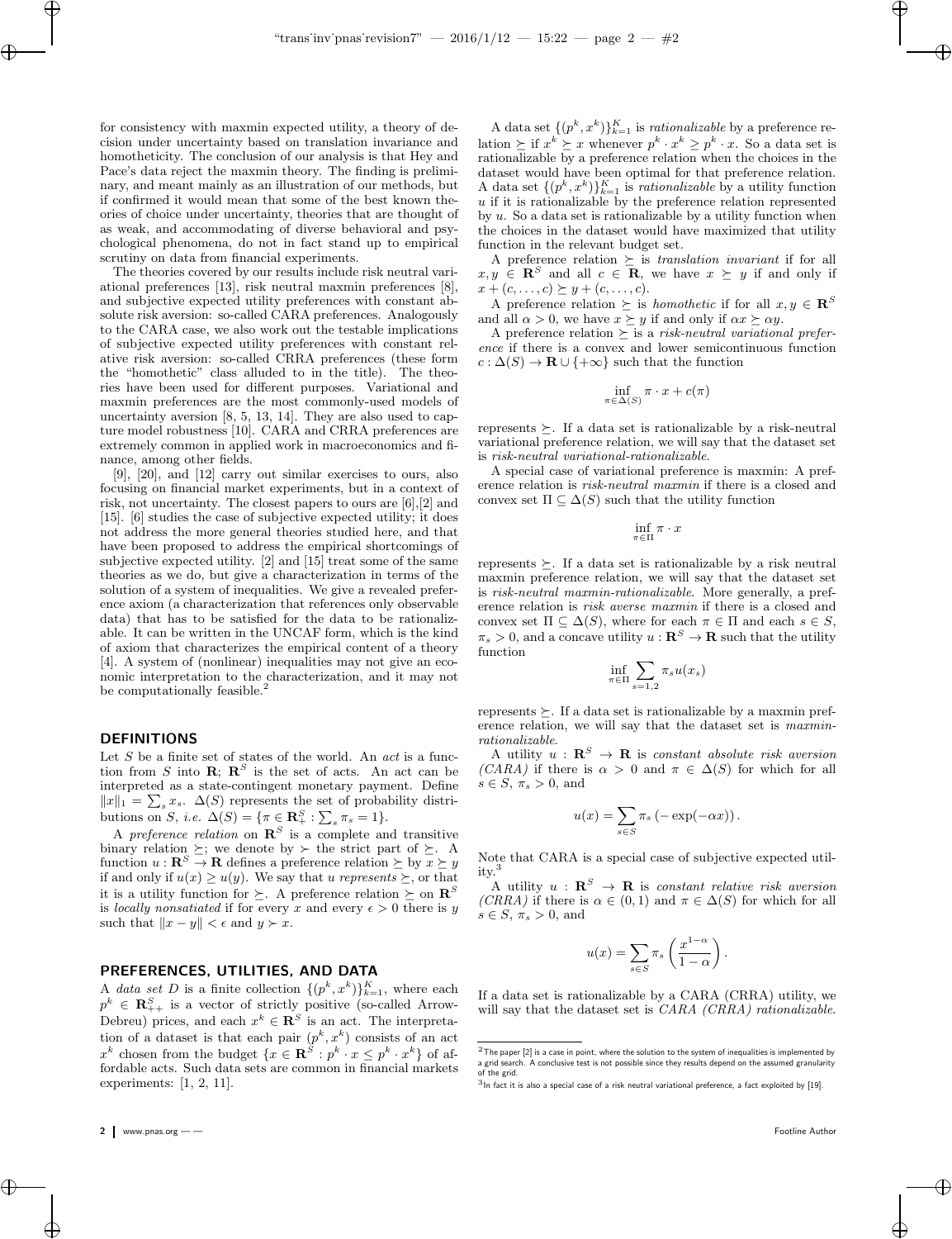for consistency with maxmin expected utility, a theory of decision under uncertainty based on translation invariance and homotheticity. The conclusion of our analysis is that Hey and Pace's data reject the maxmin theory. The finding is preliminary, and meant mainly as an illustration of our methods, but if confirmed it would mean that some of the best known theories of choice under uncertainty, theories that are thought of as weak, and accommodating of diverse behavioral and psychological phenomena, do not in fact stand up to empirical scrutiny on data from financial experiments.

The theories covered by our results include risk neutral variational preferences [13], risk neutral maxmin preferences [8], and subjective expected utility preferences with constant absolute risk aversion: so-called CARA preferences. Analogously to the CARA case, we also work out the testable implications of subjective expected utility preferences with constant relative risk aversion: so-called CRRA preferences (these form the "homothetic" class alluded to in the title). The theories have been used for different purposes. Variational and maxmin preferences are the most commonly-used models of uncertainty aversion [8, 5, 13, 14]. They are also used to capture model robustness [10]. CARA and CRRA preferences are extremely common in applied work in macroeconomics and finance, among other fields.

[9], [20], and [12] carry out similar exercises to ours, also focusing on financial market experiments, but in a context of risk, not uncertainty. The closest papers to ours are [6],[2] and [15]. [6] studies the case of subjective expected utility; it does not address the more general theories studied here, and that have been proposed to address the empirical shortcomings of subjective expected utility. [2] and [15] treat some of the same theories as we do, but give a characterization in terms of the solution of a system of inequalities. We give a revealed preference axiom (a characterization that references only observable data) that has to be satisfied for the data to be rationalizable. It can be written in the UNCAF form, which is the kind of axiom that characterizes the empirical content of a theory [4]. A system of (nonlinear) inequalities may not give an economic interpretation to the characterization, and it may not be computationally feasible.[2]

## DEFINITIONS

Let $S$ be a finite set of states of the world. An *act* is a function from $S$ into $\mathbf{R}$; $\mathbf{R}^S$ is the set of acts. An act can be interpreted as a state-contingent monetary payment. Define $\|x\|_1 = \sum_s x_s$. $\Delta(S)$ represents the set of probability distributions on $S$, *i.e.* $\Delta(S) = \{\pi \in \mathbf{R}^S_+ : \sum_s \pi_s = 1\}$.

A *preference relation* on $\mathbf{R}^S$ is a complete and transitive binary relation $\succeq$; we denote by $\succ$ the strict part of $\succeq$. A function $u : \mathbf{R}^S \to \mathbf{R}$ defines a preference relation $\succeq$ by $x \succeq y$ if and only if $u(x) \geq u(y)$. We say that $u$ *represents* $\succeq$, or that it is a utility function for $\succeq$. A preference relation $\succeq$ on $\mathbf{R}^S$ is *locally nonsatiated* if for every $x$ and every $\epsilon > 0$ there is $y$ such that $\|x - y\| < \epsilon$ and $y \succ x$.

## PREFERENCES, UTILITIES, AND DATA

A *data set* $D$ is a finite collection $\{(p^k, x^k)\}_{k=1}^K$, where each $p^k \in \mathbf{R}^S_{++}$ is a vector of strictly positive (so-called Arrow-Debreu) prices, and each $x^k \in \mathbf{R}^S$ is an act. The interpretation of a dataset is that each pair $(p^k, x^k)$ consists of an act $x^k$ chosen from the budget $\{x \in \mathbf{R}^S : p^k \cdot x \leq p^k \cdot x^k\}$ of affordable acts. Such data sets are common in financial markets experiments: [1, 2, 11].

A data set $\{(p^k, x^k)\}_{k=1}^K$ is *rationalizable* by a preference relation $\succeq$ if $x^k \succeq x$ whenever $p^k \cdot x^k \geq p^k \cdot x$. So a data set is rationalizable by a preference relation when the choices in the dataset would have been optimal for that preference relation. A data set $\{(p^k, x^k)\}_{k=1}^K$ is *rationalizable* by a utility function $u$ if it is rationalizable by the preference relation represented by $u$. So a data set is rationalizable by a utility function when the choices in the dataset would have maximized that utility function in the relevant budget set.

A preference relation $\succeq$ is *translation invariant* if for all $x, y \in \mathbf{R}^S$ and all $c \in \mathbf{R}$, we have $x \succeq y$ if and only if $x + (c, \ldots, c) \succeq y + (c, \ldots, c)$.

A preference relation $\succeq$ is *homothetic* if for all $x, y \in \mathbf{R}^S$ and all $\alpha > 0$, we have $x \succeq y$ if and only if $\alpha x \succeq \alpha y$.

A preference relation $\succeq$ is a *risk-neutral variational preference* if there is a convex and lower semicontinuous function $c : \Delta(S) \to \mathbf{R} \cup \{+\infty\}$ such that the function

$$\inf_{\pi \in \Delta(S)} \pi \cdot x + c(\pi)$$

represents $\succeq$. If a data set is rationalizable by a risk-neutral variational preference relation, we will say that the dataset set is *risk-neutral variational-rationalizable*.

A special case of variational preference is maxmin: A preference relation is *risk-neutral maxmin* if there is a closed and convex set $\Pi \subseteq \Delta(S)$ such that the utility function

$$\inf_{\pi \in \Pi} \pi \cdot x$$

represents $\succeq$. If a data set is rationalizable by a risk neutral maxmin preference relation, we will say that the dataset set is *risk-neutral maxmin-rationalizable*. More generally, a preference relation is *risk averse maxmin* if there is a closed and convex set $\Pi \subseteq \Delta(S)$, where for each $\pi \in \Pi$ and each $s \in S$, $\pi_s > 0$, and a concave utility $u : \mathbf{R}^S \to \mathbf{R}$ such that the utility function

$$\inf_{\pi \in \Pi} \sum_{s=1,2} \pi_s u(x_s)$$

represents $\succeq$. If a data set is rationalizable by a maxmin preference relation, we will say that the dataset set is *maxmin-rationalizable*.

A utility $u : \mathbf{R}^S \to \mathbf{R}$ is *constant absolute risk aversion (CARA)* if there is $\alpha > 0$ and $\pi \in \Delta(S)$ for which for all $s \in S$, $\pi_s > 0$, and

$$u(x) = \sum_{s \in S} \pi_s \left(-\exp(-\alpha x)\right).$$

Note that CARA is a special case of subjective expected utility.[3]

A utility $u : \mathbf{R}^S \to \mathbf{R}$ is *constant relative risk aversion (CRRA)* if there is $\alpha \in (0, 1)$ and $\pi \in \Delta(S)$ for which for all $s \in S$, $\pi_s > 0$, and

$$u(x) = \sum_{s \in S} \pi_s \left(\frac{x^{1-\alpha}}{1-\alpha}\right).$$

If a data set is rationalizable by a CARA (CRRA) utility, we will say that the dataset set is *CARA (CRRA) rationalizable*.

[2] The paper [2] is a case in point, where the solution to the system of inequalities is implemented by a grid search. A conclusive test is not possible since they results depend on the assumed granularity of the grid.

[3] In fact it is also a special case of a risk neutral variational preference, a fact exploited by [19].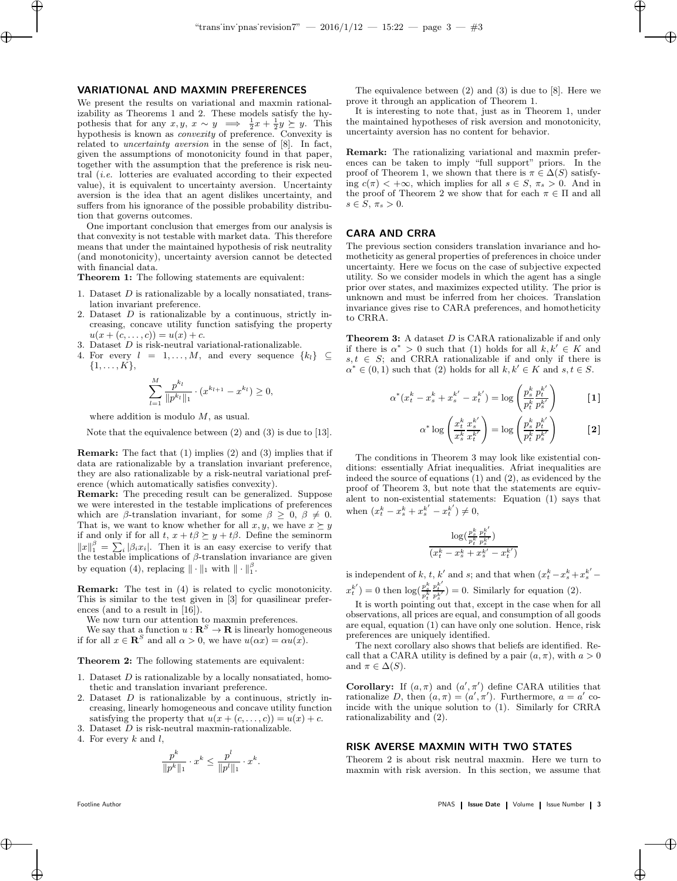## VARIATIONAL AND MAXMIN PREFERENCES

We present the results on variational and maxmin rationalizability as Theorems 1 and 2. These models satisfy the hypothesis that for any $x, y$, $x \sim y \implies \frac{1}{2}x + \frac{1}{2}y \succeq y$. This hypothesis is known as *convexity* of preference. Convexity is related to *uncertainty aversion* in the sense of [8]. In fact, given the assumptions of monotonicity found in that paper, together with the assumption that the preference is risk neutral (*i.e.* lotteries are evaluated according to their expected value), it is equivalent to uncertainty aversion. Uncertainty aversion is the idea that an agent dislikes uncertainty, and suffers from his ignorance of the possible probability distribution that governs outcomes.

One important conclusion that emerges from our analysis is that convexity is not testable with market data. This therefore means that under the maintained hypothesis of risk neutrality (and monotonicity), uncertainty aversion cannot be detected with financial data.

**Theorem 1:** The following statements are equivalent:

1. Dataset $D$ is rationalizable by a locally nonsatiated, translation invariant preference.
2. Dataset $D$ is rationalizable by a continuous, strictly increasing, concave utility function satisfying the property $u(x + (c, \ldots, c)) = u(x) + c$.
3. Dataset $D$ is risk-neutral variational-rationalizable.
4. For every $l = 1, \ldots, M$, and every sequence $\{k_l\} \subseteq \{1, \ldots, K\}$,

$$\sum_{l=1}^{M} \frac{p^{k_l}}{\|p^{k_l}\|_1} \cdot (x^{k_{l+1}} - x^{k_l}) \geq 0,$$

where addition is modulo $M$, as usual.

Note that the equivalence between (2) and (3) is due to [13].

**Remark:** The fact that (1) implies (2) and (3) implies that if data are rationalizable by a translation invariant preference, they are also rationalizable by a risk-neutral variational preference (which automatically satisfies convexity).

**Remark:** The preceding result can be generalized. Suppose we were interested in the testable implications of preferences which are $\beta$-translation invariant, for some $\beta \geq 0$, $\beta \neq 0$. That is, we want to know whether for all $x, y$, we have $x \succeq y$ if and only if for all $t$, $x + t\beta \succeq y + t\beta$. Define the seminorm $\|x\|_1^{\beta} = \sum_i |\beta_i x_i|$. Then it is an easy exercise to verify that the testable implications of $\beta$-translation invariance are given by equation (4), replacing $\|\cdot\|_1$ with $\|\cdot\|_1^{\beta}$.

**Remark:** The test in (4) is related to cyclic monotonicity. This is similar to the test given in [3] for quasilinear preferences (and to a result in [16]).

We now turn our attention to maxmin preferences.

We say that a function $u : \mathbf{R}^S \to \mathbf{R}$ is linearly homogeneous if for all $x \in \mathbf{R}^S$ and all $\alpha > 0$, we have $u(\alpha x) = \alpha u(x)$.

**Theorem 2:** The following statements are equivalent:

1. Dataset $D$ is rationalizable by a locally nonsatiated, homothetic and translation invariant preference.
2. Dataset $D$ is rationalizable by a continuous, strictly increasing, linearly homogeneous and concave utility function satisfying the property that $u(x + (c, \ldots, c)) = u(x) + c$.
3. Dataset $D$ is risk-neutral maxmin-rationalizable.
4. For every $k$ and $l$,

$$\frac{p^k}{\|p^k\|_1} \cdot x^k \leq \frac{p^l}{\|p^l\|_1} \cdot x^k.$$

The equivalence between (2) and (3) is due to [8]. Here we prove it through an application of Theorem 1.

It is interesting to note that, just as in Theorem 1, under the maintained hypotheses of risk aversion and monotonicity, uncertainty aversion has no content for behavior.

**Remark:** The rationalizing variational and maxmin preferences can be taken to imply "full support" priors. In the proof of Theorem 1, we shown that there is $\pi \in \Delta(S)$ satisfying $c(\pi) < +\infty$, which implies for all $s \in S$, $\pi_s > 0$. And in the proof of Theorem 2 we show that for each $\pi \in \Pi$ and all $s \in S$, $\pi_s > 0$.

## CARA AND CRRA

The previous section considers translation invariance and homotheticity as general properties of preferences in choice under uncertainty. Here we focus on the case of subjective expected utility. So we consider models in which the agent has a single prior over states, and maximizes expected utility. The prior is unknown and must be inferred from her choices. Translation invariance gives rise to CARA preferences, and homotheticity to CRRA.

**Theorem 3:** A dataset $D$ is CARA rationalizable if and only if there is $\alpha^* > 0$ such that (1) holds for all $k, k' \in K$ and $s, t \in S$; and CRRA rationalizable if and only if there is $\alpha^* \in (0, 1)$ such that (2) holds for all $k, k' \in K$ and $s, t \in S$.

$$\alpha^*(x_t^k - x_s^k + x_s^{k'} - x_t^{k'}) = \log\left(\frac{p_s^k}{p_t^k}\frac{p_t^{k'}}{p_s^{k'}}\right) \qquad \textbf{[1]}$$

$$\alpha^* \log\left(\frac{x_t^k}{x_s^k}\frac{x_s^{k'}}{x_t^{k'}}\right) = \log\left(\frac{p_s^k}{p_t^k}\frac{p_t^{k'}}{p_s^{k'}}\right) \qquad \textbf{[2]}$$

The conditions in Theorem 3 may look like existential conditions: essentially Afriat inequalities. Afriat inequalities are indeed the source of equations (1) and (2), as evidenced by the proof of Theorem 3, but note that the statements are equivalent to non-existential statements: Equation (1) says that when $(x_t^k - x_s^k + x_s^{k'} - x_t^{k'}) \neq 0$,

$$\frac{\log(\frac{p_s^k}{p_t^k}\frac{p_t^{k'}}{p_s^{k'}})}{(x_t^k - x_s^k + x_s^{k'} - x_t^{k'})}$$

is independent of $k$, $t$, $k'$ and $s$; and that when $(x_t^k - x_s^k + x_s^{k'} - x_t^{k'}) = 0$ then $\log(\frac{p_s^k}{p_t^k}\frac{p_t^{k'}}{p_s^{k'}}) = 0$. Similarly for equation (2).

It is worth pointing out that, except in the case when for all observations, all prices are equal, and consumption of all goods are equal, equation (1) can have only one solution. Hence, risk preferences are uniquely identified.

The next corollary also shows that beliefs are identified. Recall that a CARA utility is defined by a pair $(a, \pi)$, with $a > 0$ and $\pi \in \Delta(S)$.

**Corollary:** If $(a, \pi)$ and $(a', \pi')$ define CARA utilities that rationalize $D$, then $(a, \pi) = (a', \pi')$. Furthermore, $a = a'$ coincide with the unique solution to (1). Similarly for CRRA rationalizability and (2).

## RISK AVERSE MAXMIN WITH TWO STATES

Theorem 2 is about risk neutral maxmin. Here we turn to maxmin with risk aversion. In this section, we assume that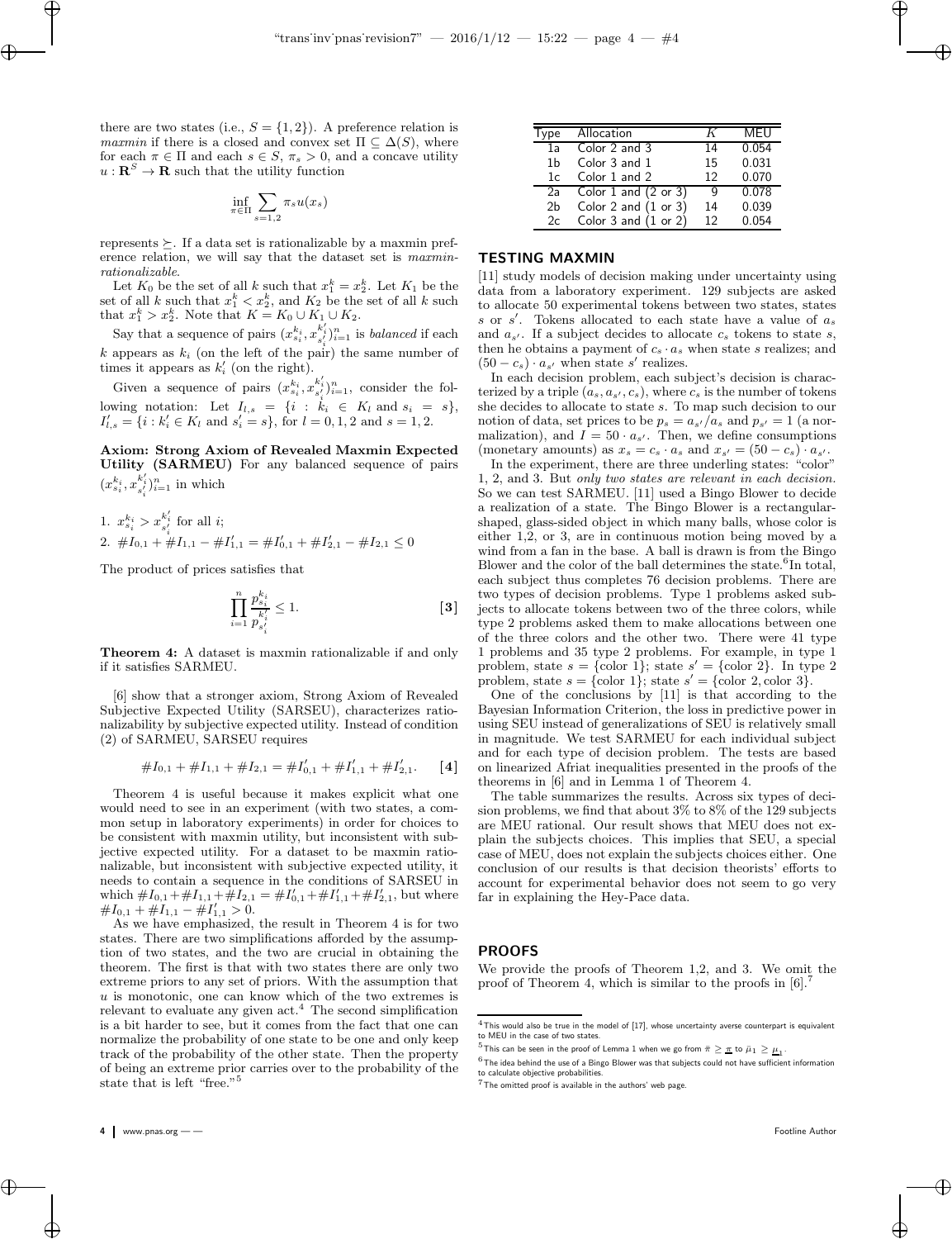there are two states (i.e., $S = \{1, 2\}$). A preference relation is *maxmin* if there is a closed and convex set $\Pi \subseteq \Delta(S)$, where for each $\pi \in \Pi$ and each $s \in S$, $\pi_s > 0$, and a concave utility $u : \mathbf{R}^S \to \mathbf{R}$ such that the utility function

$$\inf_{\pi \in \Pi} \sum_{s=1,2} \pi_s u(x_s)$$

represents $\succeq$. If a data set is rationalizable by a maxmin preference relation, we will say that the dataset set is *maxmin-rationalizable*.

Let $K_0$ be the set of all $k$ such that $x_1^k = x_2^k$. Let $K_1$ be the set of all $k$ such that $x_1^k < x_2^k$, and $K_2$ be the set of all $k$ such that $x_1^k > x_2^k$. Note that $K = K_0 \cup K_1 \cup K_2$.

Say that a sequence of pairs $(x_{s_i}^{k_i}, x_{s_i'}^{k_i'})_{i=1}^n$ is *balanced* if each $k$ appears as $k_i$ (on the left of the pair) the same number of times it appears as $k_i'$ (on the right).

Given a sequence of pairs $(x_{s_i}^{k_i}, x_{s_i'}^{k_i'})_{i=1}^n$, consider the following notation: Let $I_{l,s} = \{i : k_i \in K_l \text{ and } s_i = s\}$, $I'_{l,s} = \{i : k_i' \in K_l \text{ and } s_i' = s\}$, for $l = 0, 1, 2$ and $s = 1, 2$.

**Axiom: Strong Axiom of Revealed Maxmin Expected Utility (SARMEU)** For any balanced sequence of pairs $(x_{s_i}^{k_i}, x_{s_i'}^{k_i'})_{i=1}^n$ in which

1. $x_{s_i}^{k_i} > x_{s_i'}^{k_i'}$ for all $i$;
2. $\#I_{0,1} + \#I_{1,1} - \#I'_{1,1} = \#I'_{0,1} + \#I'_{2,1} - \#I_{2,1} \leq 0$

The product of prices satisfies that

$$\prod_{i=1}^n \frac{p_{s_i}^{k_i}}{p_{s_i'}^{k_i'}} \leq 1. \qquad [3]$$

**Theorem 4:** A dataset is maxmin rationalizable if and only if it satisfies SARMEU.

[6] show that a stronger axiom, Strong Axiom of Revealed Subjective Expected Utility (SARSEU), characterizes rationalizability by subjective expected utility. Instead of condition (2) of SARMEU, SARSEU requires

$$\#I_{0,1} + \#I_{1,1} + \#I_{2,1} = \#I'_{0,1} + \#I'_{1,1} + \#I'_{2,1}. \qquad [4]$$

Theorem 4 is useful because it makes explicit what one would need to see in an experiment (with two states, a common setup in laboratory experiments) in order for choices to be consistent with maxmin utility, but inconsistent with subjective expected utility. For a dataset to be maxmin rationalizable, but inconsistent with subjective expected utility, it needs to contain a sequence in the conditions of SARSEU in which $\#I_{0,1} + \#I_{1,1} + \#I_{2,1} = \#I'_{0,1} + \#I'_{1,1} + \#I'_{2,1}$, but where $\#I_{0,1} + \#I_{1,1} - \#I'_{1,1} > 0$.

As we have emphasized, the result in Theorem 4 is for two states. There are two simplifications afforded by the assumption of two states, and the two are crucial in obtaining the theorem. The first is that with two states there are only two extreme priors to any set of priors. With the assumption that $u$ is monotonic, one can know which of the two extremes is relevant to evaluate any given act.[4] The second simplification is a bit harder to see, but it comes from the fact that one can normalize the probability of one state to be one and only keep track of the probability of the other state. Then the property of being an extreme prior carries over to the probability of the state that is left "free."[5]

| Type | Allocation | $K$ | MEU |
|---|---|---|---|
| 1a | Color 2 and 3 | 14 | 0.054 |
| 1b | Color 3 and 1 | 15 | 0.031 |
| 1c | Color 1 and 2 | 12 | 0.070 |
| 2a | Color 1 and (2 or 3) | 9 | 0.078 |
| 2b | Color 2 and (1 or 3) | 14 | 0.039 |
| 2c | Color 3 and (1 or 2) | 12 | 0.054 |

## TESTING MAXMIN

[11] study models of decision making under uncertainty using data from a laboratory experiment. 129 subjects are asked to allocate 50 experimental tokens between two states, states $s$ or $s'$. Tokens allocated to each state have a value of $a_s$ and $a_{s'}$. If a subject decides to allocate $c_s$ tokens to state $s$, then he obtains a payment of $c_s \cdot a_s$ when state $s$ realizes; and $(50 - c_s) \cdot a_{s'}$ when state $s'$ realizes.

In each decision problem, each subject's decision is characterized by a triple $(a_s, a_{s'}, c_s)$, where $c_s$ is the number of tokens she decides to allocate to state $s$. To map such decision to our notion of data, set prices to be $p_s = a_{s'}/a_s$ and $p_{s'} = 1$ (a normalization), and $I = 50 \cdot a_{s'}$. Then, we define consumptions (monetary amounts) as $x_s = c_s \cdot a_s$ and $x_{s'} = (50 - c_s) \cdot a_{s'}$.

In the experiment, there are three underling states: "color" 1, 2, and 3. But *only two states are relevant in each decision.* So we can test SARMEU. [11] used a Bingo Blower to decide a realization of a state. The Bingo Blower is a rectangular-shaped, glass-sided object in which many balls, whose color is either 1,2, or 3, are in continuous motion being moved by a wind from a fan in the base. A ball is drawn is from the Bingo Blower and the color of the ball determines the state.[6] In total, each subject thus completes 76 decision problems. There are two types of decision problems. Type 1 problems asked subjects to allocate tokens between two of the three colors, while type 2 problems asked them to make allocations between one of the three colors and the other two. There were 41 type 1 problems and 35 type 2 problems. For example, in type 1 problem, state $s = \{\text{color } 1\}$; state $s' = \{\text{color } 2\}$. In type 2 problem, state $s = \{\text{color } 1\}$; state $s' = \{\text{color } 2, \text{color } 3\}$.

One of the conclusions by [11] is that according to the Bayesian Information Criterion, the loss in predictive power in using SEU instead of generalizations of SEU is relatively small in magnitude. We test SARMEU for each individual subject and for each type of decision problem. The tests are based on linearized Afriat inequalities presented in the proofs of the theorems in [6] and in Lemma 1 of Theorem 4.

The table summarizes the results. Across six types of decision problems, we find that about 3% to 8% of the 129 subjects are MEU rational. Our result shows that MEU does not explain the subjects choices. This implies that SEU, a special case of MEU, does not explain the subjects choices either. One conclusion of our results is that decision theorists' efforts to account for experimental behavior does not seem to go very far in explaining the Hey-Pace data.

## PROOFS

We provide the proofs of Theorem 1,2, and 3. We omit the proof of Theorem 4, which is similar to the proofs in [6].[7]

[4] This would also be true in the model of [17], whose uncertainty averse counterpart is equivalent to MEU in the case of two states.

[5] This can be seen in the proof of Lemma 1 when we go from $\bar{\pi} \geq \underline{\pi}$ to $\bar{\mu}_1 \geq \underline{\mu}_1$.

[6] The idea behind the use of a Bingo Blower was that subjects could not have sufficient information to calculate objective probabilities.

[7] The omitted proof is available in the authors' web page.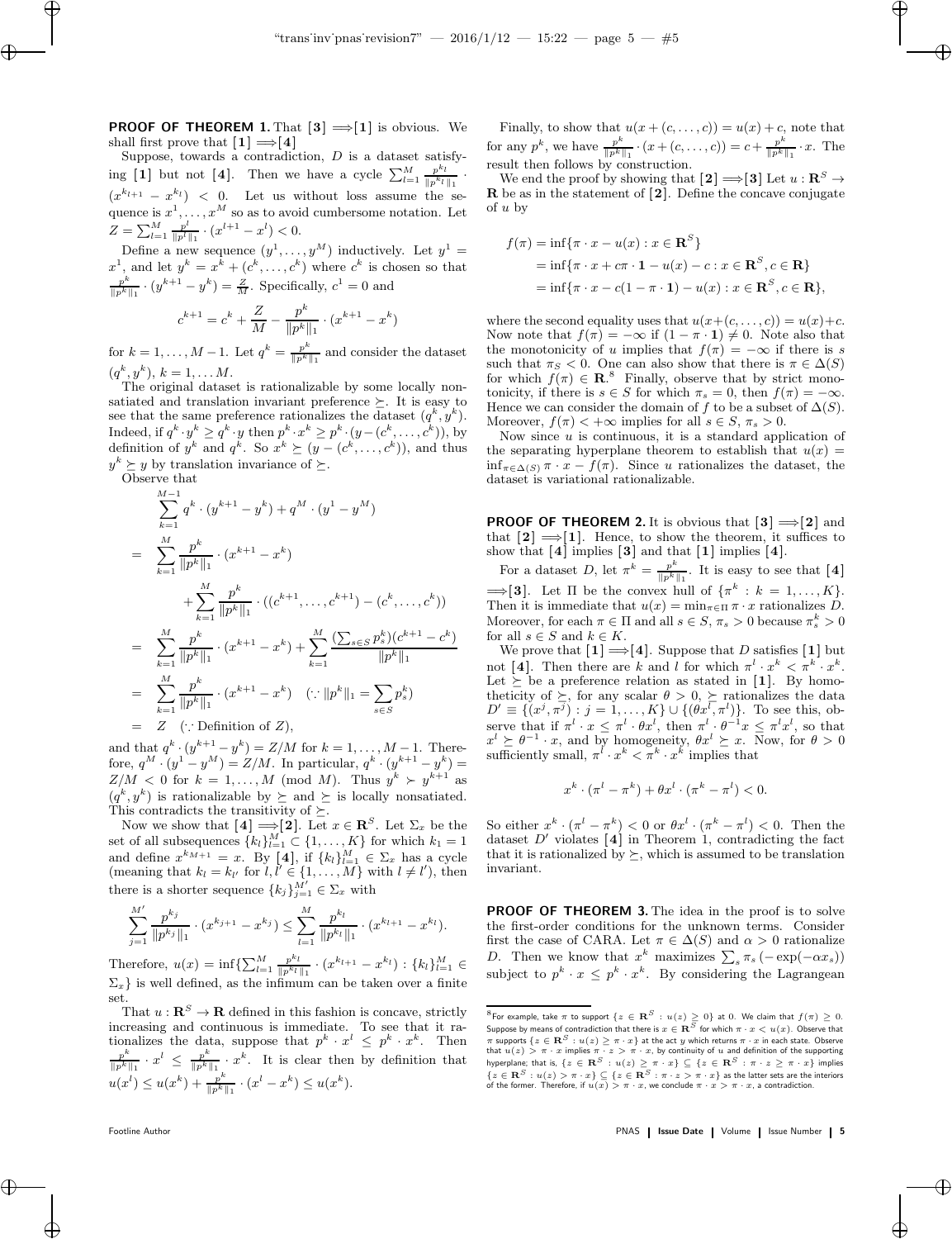**PROOF OF THEOREM 1.** That **[3]** $\Longrightarrow$**[1]** is obvious. We shall first prove that **[1]** $\Longrightarrow$**[4]**

Suppose, towards a contradiction, $D$ is a dataset satisfying **[1]** but not **[4]**. Then we have a cycle $\sum_{l=1}^{M} \frac{p^{k_l}}{\|p^{k_l}\|_1} \cdot (x^{k_{l+1}} - x^{k_l}) < 0$. Let us without loss assume the sequence is $x^1, \ldots, x^M$ so as to avoid cumbersome notation. Let $Z = \sum_{l=1}^{M} \frac{p^l}{\|p^l\|_1} \cdot (x^{l+1} - x^l) < 0$.

Define a new sequence $(y^1, \ldots, y^M)$ inductively. Let $y^1 = x^1$, and let $y^k = x^k + (c^k, \ldots, c^k)$ where $c^k$ is chosen so that $\frac{p^k}{\|p^k\|_1} \cdot (y^{k+1} - y^k) = \frac{Z}{M}$. Specifically, $c^1 = 0$ and

$$c^{k+1} = c^k + \frac{Z}{M} - \frac{p^k}{\|p^k\|_1} \cdot (x^{k+1} - x^k)$$

for $k = 1, \ldots, M-1$. Let $q^k = \frac{p^k}{\|p^k\|_1}$ and consider the dataset $(q^k, y^k)$, $k = 1, \ldots M$.

The original dataset is rationalizable by some locally nonsatiated and translation invariant preference $\succeq$. It is easy to see that the same preference rationalizes the dataset $(q^k, y^k)$. Indeed, if $q^k \cdot y^k \geq q^k \cdot y$ then $p^k \cdot x^k \geq p^k \cdot (y - (c^k, \ldots, c^k))$, by definition of $y^k$ and $q^k$. So $x^k \succeq (y - (c^k, \ldots, c^k))$, and thus $y^k \succeq y$ by translation invariance of $\succeq$.

Observe that

$$\begin{aligned}
&\sum_{k=1}^{M-1} q^k \cdot (y^{k+1} - y^k) + q^M \cdot (y^1 - y^M) \\
=& \sum_{k=1}^{M} \frac{p^k}{\|p^k\|_1} \cdot (x^{k+1} - x^k) \\
&+ \sum_{k=1}^{M} \frac{p^k}{\|p^k\|_1} \cdot ((c^{k+1}, \ldots, c^{k+1}) - (c^k, \ldots, c^k)) \\
=& \sum_{k=1}^{M} \frac{p^k}{\|p^k\|_1} \cdot (x^{k+1} - x^k) + \sum_{k=1}^{M} \frac{(\sum_{s \in S} p_s^k)(c^{k+1} - c^k)}{\|p^k\|_1} \\
=& \sum_{k=1}^{M} \frac{p^k}{\|p^k\|_1} \cdot (x^{k+1} - x^k) \quad (\because \|p^k\|_1 = \sum_{s \in S} p_s^k) \\
=& \; Z \quad (\because \text{Definition of } Z),
\end{aligned}$$

and that $q^k \cdot (y^{k+1} - y^k) = Z/M$ for $k = 1, \ldots, M-1$. Therefore, $q^M \cdot (y^1 - y^M) = Z/M$. In particular, $q^k \cdot (y^{k+1} - y^k) = Z/M < 0$ for $k = 1, \ldots, M$ (mod $M$). Thus $y^k \succ y^{k+1}$ as $(q^k, y^k)$ is rationalizable by $\succeq$ and $\succeq$ is locally nonsatiated. This contradicts the transitivity of $\succeq$.

Now we show that **[4]** $\Longrightarrow$**[2]**. Let $x \in \mathbf{R}^S$. Let $\Sigma_x$ be the set of all subsequences $\{k_l\}_{l=1}^{M} \subset \{1, \ldots, K\}$ for which $k_1 = 1$ and define $x^{k_{M+1}} = x$. By **[4]**, if $\{k_l\}_{l=1}^{M} \in \Sigma_x$ has a cycle (meaning that $k_l = k_{l'}$ for $l, l' \in \{1, \ldots, M\}$ with $l \neq l'$), then there is a shorter sequence $\{k_j\}_{j=1}^{M'} \in \Sigma_x$ with

$$\sum_{j=1}^{M'} \frac{p^{k_j}}{\|p^{k_j}\|_1} \cdot (x^{k_{j+1}} - x^{k_j}) \leq \sum_{l=1}^{M} \frac{p^{k_l}}{\|p^{k_l}\|_1} \cdot (x^{k_{l+1}} - x^{k_l}).$$

Therefore, $u(x) = \inf \{ \sum_{l=1}^{M} \frac{p^{k_l}}{\|p^{k_l}\|_1} \cdot (x^{k_{l+1}} - x^{k_l}) : \{k_l\}_{l=1}^{M} \in \Sigma_x \}$ is well defined, as the infimum can be taken over a finite set.

That $u : \mathbf{R}^S \to \mathbf{R}$ defined in this fashion is concave, strictly increasing and continuous is immediate. To see that it rationalizes the data, suppose that $p^k \cdot x^l \leq p^k \cdot x^k$. Then $\frac{p^k}{\|p^k\|_1} \cdot x^l \leq \frac{p^k}{\|p^k\|_1} \cdot x^k$. It is clear then by definition that $u(x^l) \leq u(x^k) + \frac{p^k}{\|p^k\|_1} \cdot (x^l - x^k) \leq u(x^k)$.

Finally, to show that $u(x + (c, \ldots, c)) = u(x) + c$, note that for any $p^k$, we have $\frac{p^k}{\|p^k\|_1} \cdot (x + (c, \ldots, c)) = c + \frac{p^k}{\|p^k\|_1} \cdot x$. The result then follows by construction.

We end the proof by showing that **[2]** $\Longrightarrow$**[3]** Let $u : \mathbf{R}^S \to \mathbf{R}$ be as in the statement of **[2]**. Define the concave conjugate of $u$ by

$$\begin{aligned}
f(\pi) &= \inf\{\pi \cdot x - u(x) : x \in \mathbf{R}^S\} \\
&= \inf\{\pi \cdot x + c\pi \cdot \mathbf{1} - u(x) - c : x \in \mathbf{R}^S, c \in \mathbf{R}\} \\
&= \inf\{\pi \cdot x - c(1 - \pi \cdot \mathbf{1}) - u(x) : x \in \mathbf{R}^S, c \in \mathbf{R}\},
\end{aligned}$$

where the second equality uses that $u(x + (c, \ldots, c)) = u(x) + c$. Now note that $f(\pi) = -\infty$ if $(1 - \pi \cdot \mathbf{1}) \neq 0$. Note also that the monotonicity of $u$ implies that $f(\pi) = -\infty$ if there is $s$ such that $\pi_S < 0$. One can also show that there is $\pi \in \Delta(S)$ for which $f(\pi) \in \mathbf{R}$.[8] Finally, observe that by strict monotonicity, if there is $s \in S$ for which $\pi_s = 0$, then $f(\pi) = -\infty$. Hence we can consider the domain of $f$ to be a subset of $\Delta(S)$. Moreover, $f(\pi) < +\infty$ implies for all $s \in S$, $\pi_s > 0$.

Now since $u$ is continuous, it is a standard application of the separating hyperplane theorem to establish that $u(x) = \inf_{\pi \in \Delta(S)} \pi \cdot x - f(\pi)$. Since $u$ rationalizes the dataset, the dataset is variational rationalizable.

**PROOF OF THEOREM 2.** It is obvious that **[3]** $\Longrightarrow$**[2]** and that **[2]** $\Longrightarrow$**[1]**. Hence, to show the theorem, it suffices to show that **[4]** implies **[3]** and that **[1]** implies **[4]**.

For a dataset $D$, let $\pi^k = \frac{p^k}{\|p^k\|_1}$. It is easy to see that **[4]** $\Longrightarrow$**[3]**. Let $\Pi$ be the convex hull of $\{\pi^k : k = 1, \ldots, K\}$. Then it is immediate that $u(x) = \min_{\pi \in \Pi} \pi \cdot x$ rationalizes $D$. Moreover, for each $\pi \in \Pi$ and all $s \in S$, $\pi_s > 0$ because $\pi_s^k > 0$ for all $s \in S$ and $k \in K$.

We prove that **[1]** $\Longrightarrow$**[4]**. Suppose that $D$ satisfies **[1]** but not **[4]**. Then there are $k$ and $l$ for which $\pi^l \cdot x^k < \pi^k \cdot x^k$. Let $\succeq$ be a preference relation as stated in **[1]**. By homotheticity of $\succeq$, for any scalar $\theta > 0$, $\succeq$ rationalizes the data $D' \equiv \{(x^j, \pi^j) : j = 1, \ldots, K\} \cup \{(\theta x^l, \pi^l)\}$. To see this, observe that if $\pi^l \cdot x \leq \pi^l \cdot \theta x^l$, then $\pi^l \cdot \theta^{-1} x \leq \pi^l x^l$, so that $x^l \succeq \theta^{-1} \cdot x$, and by homogeneity, $\theta x^l \succeq x$. Now, for $\theta > 0$ sufficiently small, $\pi^l \cdot x^k < \pi^k \cdot x^k$ implies that

$$x^k \cdot (\pi^l - \pi^k) + \theta x^l \cdot (\pi^k - \pi^l) < 0.$$

So either $x^k \cdot (\pi^l - \pi^k) < 0$ or $\theta x^l \cdot (\pi^k - \pi^l) < 0$. Then the dataset $D'$ violates **[4]** in Theorem 1, contradicting the fact that it is rationalized by $\succeq$, which is assumed to be translation invariant.

**PROOF OF THEOREM 3.** The idea in the proof is to solve the first-order conditions for the unknown terms. Consider first the case of CARA. Let $\pi \in \Delta(S)$ and $\alpha > 0$ rationalize $D$. Then we know that $x^k$ maximizes $\sum_s \pi_s (-\exp(-\alpha x_s))$ subject to $p^k \cdot x \leq p^k \cdot x^k$. By considering the Lagrangean

---

[8] For example, take $\pi$ to support $\{z \in \mathbf{R}^S : u(z) \geq 0\}$ at 0. We claim that $f(\pi) \geq 0$. Suppose by means of contradiction that there is $x \in \mathbf{R}^S$ for which $\pi \cdot x < u(x)$. Observe that $\pi$ supports $\{z \in \mathbf{R}^S : u(z) \geq \pi \cdot x\}$ at the act $y$ which returns $\pi \cdot x$ in each state. Observe that $u(z) > \pi \cdot x$ implies $\pi \cdot z > \pi \cdot x$, by continuity of $u$ and definition of the supporting hyperplane; that is, $\{z \in \mathbf{R}^S : u(z) \geq \pi \cdot x\} \subseteq \{z \in \mathbf{R}^S : \pi \cdot z \geq \pi \cdot x\}$ implies $\{z \in \mathbf{R}^S : u(z) > \pi \cdot x\} \subseteq \{z \in \mathbf{R}^S : \pi \cdot z > \pi \cdot x\}$ as the latter sets are the interiors of the former. Therefore, if $u(x) > \pi \cdot x$, we conclude $\pi \cdot x > \pi \cdot x$, a contradiction.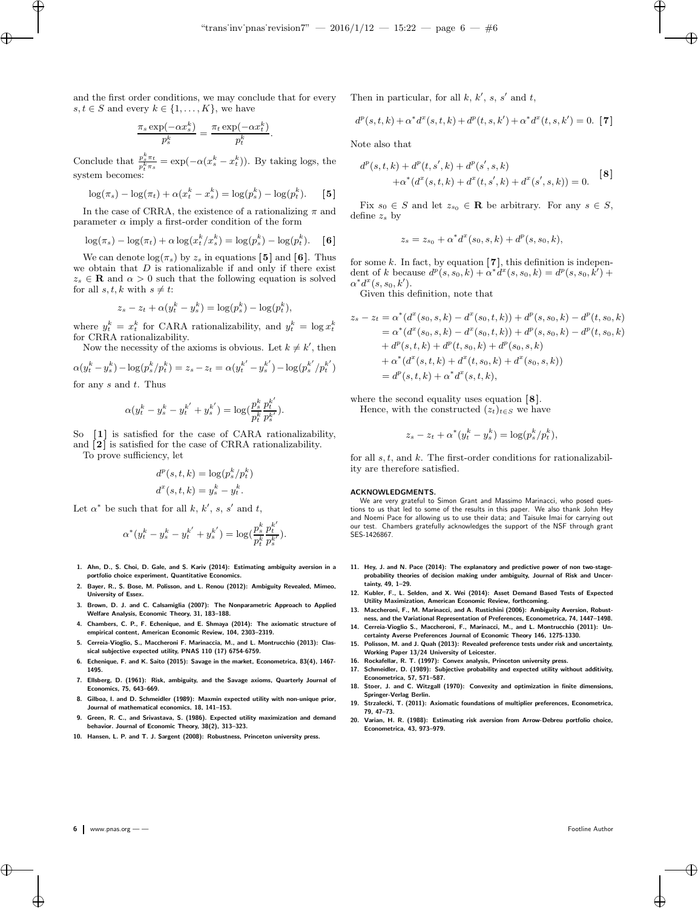and the first order conditions, we may conclude that for every $s, t \in S$ and every $k \in \{1, \dots, K\}$, we have

$$\frac{\pi_s \exp(-\alpha x_s^k)}{p_s^k} = \frac{\pi_t \exp(-\alpha x_t^k)}{p_t^k}.$$

Conclude that $\frac{p_s^k \pi_t}{p_t^k \pi_s} = \exp(-\alpha(x_s^k - x_t^k))$. By taking logs, the system becomes:

$$\log(\pi_s) - \log(\pi_t) + \alpha(x_t^k - x_s^k) = \log(p_s^k) - \log(p_t^k). \quad [\mathbf{5}]$$

In the case of CRRA, the existence of a rationalizing $\pi$ and parameter $\alpha$ imply a first-order condition of the form

$$\log(\pi_s) - \log(\pi_t) + \alpha \log(x_t^k / x_s^k) = \log(p_s^k) - \log(p_t^k). \quad [\mathbf{6}]$$

We can denote $\log(\pi_s)$ by $z_s$ in equations [**5**] and [**6**]. Thus we obtain that $D$ is rationalizable if and only if there exist $z_s \in \mathbf{R}$ and $\alpha > 0$ such that the following equation is solved for all $s, t, k$ with $s \neq t$:

$$z_s - z_t + \alpha(y_t^k - y_s^k) = \log(p_s^k) - \log(p_t^k),$$

where $y_t^k = x_t^k$ for CARA rationalizability, and $y_t^k = \log x_t^k$ for CRRA rationalizability.

Now the necessity of the axioms is obvious. Let $k \neq k'$, then

$$\alpha(y_t^k - y_s^k) - \log(p_s^k / p_t^k) = z_s - z_t = \alpha(y_t^{k'} - y_s^{k'}) - \log(p_s^{k'} / p_t^{k'})$$

for any $s$ and $t$. Thus

$$\alpha(y_t^k - y_s^k - y_t^{k'} + y_s^{k'}) = \log(\frac{p_s^k}{p_t^k} \frac{p_t^{k'}}{p_s^{k'}}).$$

So [**1**] is satisfied for the case of CARA rationalizability, and [**2**] is satisfied for the case of CRRA rationalizability.

To prove sufficiency, let

$$d^p(s,t,k) = \log(p_s^k / p_t^k)$$
$$d^x(s,t,k) = y_s^k - y_t^k.$$

Let $\alpha^*$ be such that for all $k$, $k'$, $s$, $s'$ and $t$,

$$\alpha^*(y_t^k - y_s^k - y_t^{k'} + y_s^{k'}) = \log(\frac{p_s^k}{p_t^k} \frac{p_t^{k'}}{p_s^{k'}}).$$

Then in particular, for all $k$, $k'$, $s$, $s'$ and $t$,

$$d^p(s,t,k) + \alpha^* d^x(s,t,k) + d^p(t,s,k') + \alpha^* d^x(t,s,k') = 0. \quad [\mathbf{7}]$$

Note also that

$$\begin{aligned} d^p(s,t,k) + d^p(t,s',k) + d^p(s',s,k) \\ + \alpha^*(d^x(s,t,k) + d^x(t,s',k) + d^x(s',s,k)) = 0. \end{aligned} \quad [\mathbf{8}]$$

Fix $s_0 \in S$ and let $z_{s_0} \in \mathbf{R}$ be arbitrary. For any $s \in S$, define $z_s$ by

$$z_s = z_{s_0} + \alpha^* d^x(s_0, s, k) + d^p(s, s_0, k),$$

for some $k$. In fact, by equation [**7**], this definition is independent of $k$ because $d^p(s, s_0, k) + \alpha^* d^x(s, s_0, k) = d^p(s, s_0, k') + \alpha^* d^x(s, s_0, k')$.

Given this definition, note that

$$\begin{aligned} z_s - z_t &= \alpha^*(d^x(s_0,s,k) - d^x(s_0,t,k)) + d^p(s,s_0,k) - d^p(t,s_0,k) \\ &= \alpha^*(d^x(s_0,s,k) - d^x(s_0,t,k)) + d^p(s,s_0,k) - d^p(t,s_0,k) \\ &\quad + d^p(s,t,k) + d^p(t,s_0,k) + d^p(s_0,s,k) \\ &\quad + \alpha^*(d^x(s,t,k) + d^x(t,s_0,k) + d^x(s_0,s,k)) \\ &= d^p(s,t,k) + \alpha^* d^x(s,t,k), \end{aligned}$$

where the second equality uses equation [**8**].

Hence, with the constructed $(z_t)_{t \in S}$ we have

$$z_s - z_t + \alpha^*(y_t^k - y_s^k) = \log(p_s^k / p_t^k),$$

for all $s, t$, and $k$. The first-order conditions for rationalizability are therefore satisfied.

**ACKNOWLEDGMENTS.** We are very grateful to Simon Grant and Massimo Marinacci, who posed questions to us that led to some of the results in this paper. We also thank John Hey and Noemi Pace for allowing us to use their data; and Taisuke Imai for carrying out our test. Chambers gratefully acknowledges the support of the NSF through grant SES-1426867.

1. Ahn, D., S. Choi, D. Gale, and S. Kariv (2014): Estimating ambiguity aversion in a portfolio choice experiment, Quantitative Economics.
2. Bayer, R., S. Bose, M. Polisson, and L. Renou (2012): Ambiguity Revealed, Mimeo, University of Essex.
3. Brown, D. J. and C. Calsamiglia (2007): The Nonparametric Approach to Applied Welfare Analysis, Economic Theory, 31, 183–188.
4. Chambers, C. P., F. Echenique, and E. Shmaya (2014): The axiomatic structure of empirical content, American Economic Review, 104, 2303–2319.
5. Cerreia-Vioglio, S., Maccheroni F. Marinaccia, M., and L. Montrucchio (2013): Classical subjective expected utility, PNAS 110 (17) 6754-6759.
6. Echenique, F. and K. Saito (2015): Savage in the market, Econometrica, 83(4), 1467-1495.
7. Ellsberg, D. (1961): Risk, ambiguity, and the Savage axioms, Quarterly Journal of Economics, 75, 643–669.
8. Gilboa, I. and D. Schmeidler (1989): Maxmin expected utility with non-unique prior, Journal of mathematical economics, 18, 141–153.
9. Green, R. C., and Srivastava, S. (1986). Expected utility maximization and demand behavior. Journal of Economic Theory, 38(2), 313–323.
10. Hansen, L. P. and T. J. Sargent (2008): Robustness, Princeton university press.
11. Hey, J. and N. Pace (2014): The explanatory and predictive power of non two-stage-probability theories of decision making under ambiguity, Journal of Risk and Uncertainty, 49, 1–29.
12. Kubler, F., L. Selden, and X. Wei (2014): Asset Demand Based Tests of Expected Utility Maximization, American Economic Review, forthcoming.
13. Maccheroni, F., M. Marinacci, and A. Rustichini (2006): Ambiguity Aversion, Robustness, and the Variational Representation of Preferences, Econometrica, 74, 1447–1498.
14. Cerreia-Vioglio S., Maccheroni, F., Marinacci, M., and L. Montrucchio (2011): Uncertainty Averse Preferences Journal of Economic Theory 146, 1275-1330.
15. Polisson, M. and J. Quah (2013): Revealed preference tests under risk and uncertainty, Working Paper 13/24 University of Leicester.
16. Rockafellar, R. T. (1997): Convex analysis, Princeton university press.
17. Schmeidler, D. (1989): Subjective probability and expected utility without additivity, Econometrica, 57, 571–587.
18. Stoer, J. and C. Witzgall (1970): Convexity and optimization in finite dimensions, Springer-Verlag Berlin.
19. Strzalecki, T. (2011): Axiomatic foundations of multiplier preferences, Econometrica, 79, 47–73.
20. Varian, H. R. (1988): Estimating risk aversion from Arrow-Debreu portfolio choice, Econometrica, 43, 973–979.